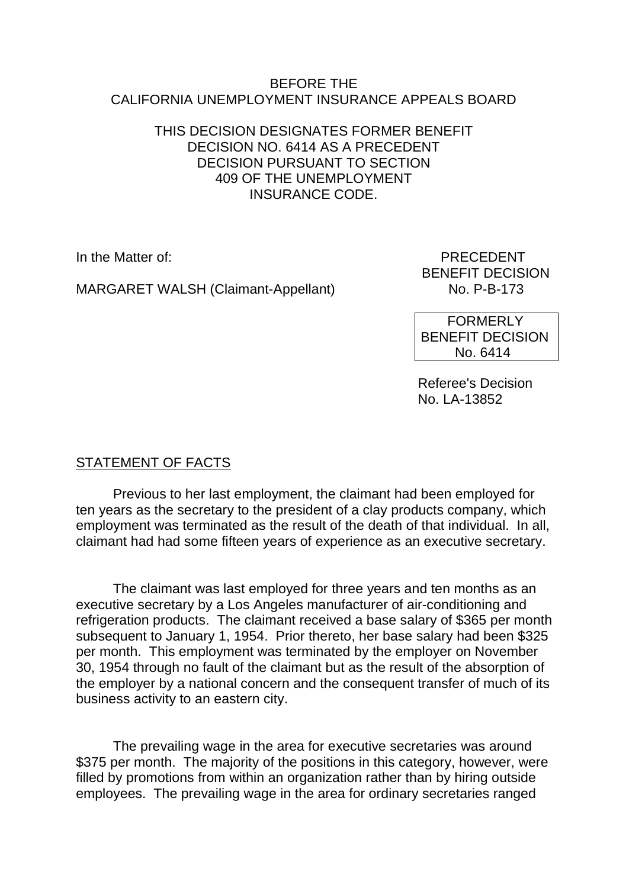BEFORE THE
CALIFORNIA UNEMPLOYMENT INSURANCE APPEALS BOARD

THIS DECISION DESIGNATES FORMER BENEFIT DECISION NO. 6414 AS A PRECEDENT DECISION PURSUANT TO SECTION 409 OF THE UNEMPLOYMENT INSURANCE CODE.

In the Matter of:

MARGARET WALSH (Claimant-Appellant)

PRECEDENT
BENEFIT DECISION
No. P-B-173

FORMERLY
BENEFIT DECISION
No. 6414

Referee's Decision
No. LA-13852

## STATEMENT OF FACTS

Previous to her last employment, the claimant had been employed for ten years as the secretary to the president of a clay products company, which employment was terminated as the result of the death of that individual. In all, claimant had had some fifteen years of experience as an executive secretary.

The claimant was last employed for three years and ten months as an executive secretary by a Los Angeles manufacturer of air-conditioning and refrigeration products. The claimant received a base salary of $365 per month subsequent to January 1, 1954. Prior thereto, her base salary had been $325 per month. This employment was terminated by the employer on November 30, 1954 through no fault of the claimant but as the result of the absorption of the employer by a national concern and the consequent transfer of much of its business activity to an eastern city.

The prevailing wage in the area for executive secretaries was around $375 per month. The majority of the positions in this category, however, were filled by promotions from within an organization rather than by hiring outside employees. The prevailing wage in the area for ordinary secretaries ranged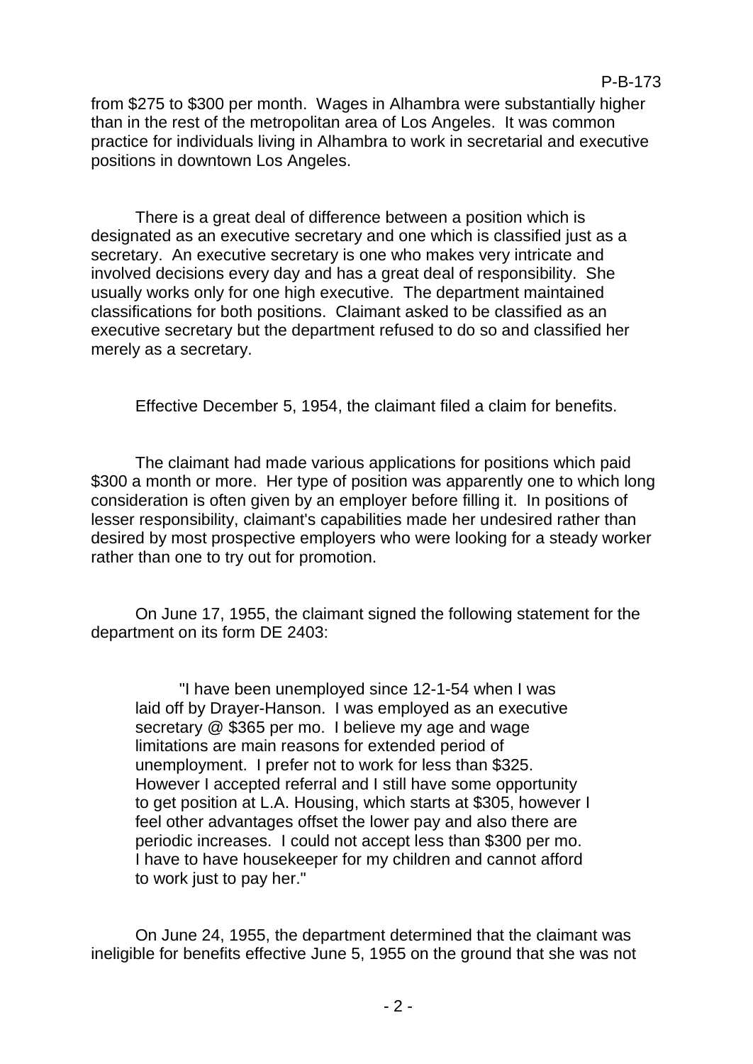from $275 to $300 per month. Wages in Alhambra were substantially higher than in the rest of the metropolitan area of Los Angeles. It was common practice for individuals living in Alhambra to work in secretarial and executive positions in downtown Los Angeles.

There is a great deal of difference between a position which is designated as an executive secretary and one which is classified just as a secretary. An executive secretary is one who makes very intricate and involved decisions every day and has a great deal of responsibility. She usually works only for one high executive. The department maintained classifications for both positions. Claimant asked to be classified as an executive secretary but the department refused to do so and classified her merely as a secretary.

Effective December 5, 1954, the claimant filed a claim for benefits.

The claimant had made various applications for positions which paid $300 a month or more. Her type of position was apparently one to which long consideration is often given by an employer before filling it. In positions of lesser responsibility, claimant's capabilities made her undesired rather than desired by most prospective employers who were looking for a steady worker rather than one to try out for promotion.

On June 17, 1955, the claimant signed the following statement for the department on its form DE 2403:

> "I have been unemployed since 12-1-54 when I was laid off by Drayer-Hanson. I was employed as an executive secretary @ $365 per mo. I believe my age and wage limitations are main reasons for extended period of unemployment. I prefer not to work for less than $325. However I accepted referral and I still have some opportunity to get position at L.A. Housing, which starts at $305, however I feel other advantages offset the lower pay and also there are periodic increases. I could not accept less than $300 per mo. I have to have housekeeper for my children and cannot afford to work just to pay her."

On June 24, 1955, the department determined that the claimant was ineligible for benefits effective June 5, 1955 on the ground that she was not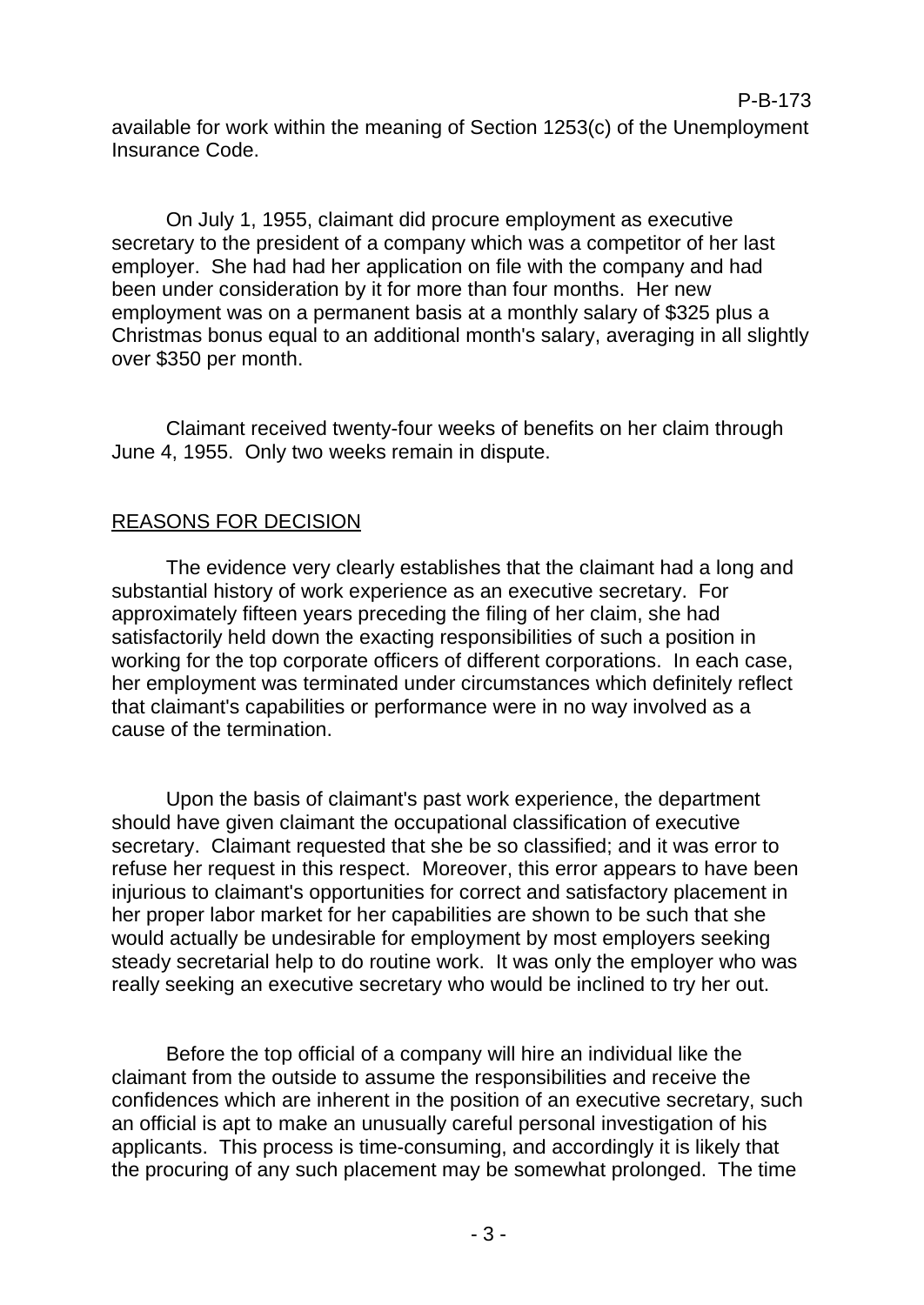available for work within the meaning of Section 1253(c) of the Unemployment Insurance Code.

On July 1, 1955, claimant did procure employment as executive secretary to the president of a company which was a competitor of her last employer. She had had her application on file with the company and had been under consideration by it for more than four months. Her new employment was on a permanent basis at a monthly salary of $325 plus a Christmas bonus equal to an additional month's salary, averaging in all slightly over $350 per month.

Claimant received twenty-four weeks of benefits on her claim through June 4, 1955. Only two weeks remain in dispute.

## REASONS FOR DECISION

The evidence very clearly establishes that the claimant had a long and substantial history of work experience as an executive secretary. For approximately fifteen years preceding the filing of her claim, she had satisfactorily held down the exacting responsibilities of such a position in working for the top corporate officers of different corporations. In each case, her employment was terminated under circumstances which definitely reflect that claimant's capabilities or performance were in no way involved as a cause of the termination.

Upon the basis of claimant's past work experience, the department should have given claimant the occupational classification of executive secretary. Claimant requested that she be so classified; and it was error to refuse her request in this respect. Moreover, this error appears to have been injurious to claimant's opportunities for correct and satisfactory placement in her proper labor market for her capabilities are shown to be such that she would actually be undesirable for employment by most employers seeking steady secretarial help to do routine work. It was only the employer who was really seeking an executive secretary who would be inclined to try her out.

Before the top official of a company will hire an individual like the claimant from the outside to assume the responsibilities and receive the confidences which are inherent in the position of an executive secretary, such an official is apt to make an unusually careful personal investigation of his applicants. This process is time-consuming, and accordingly it is likely that the procuring of any such placement may be somewhat prolonged. The time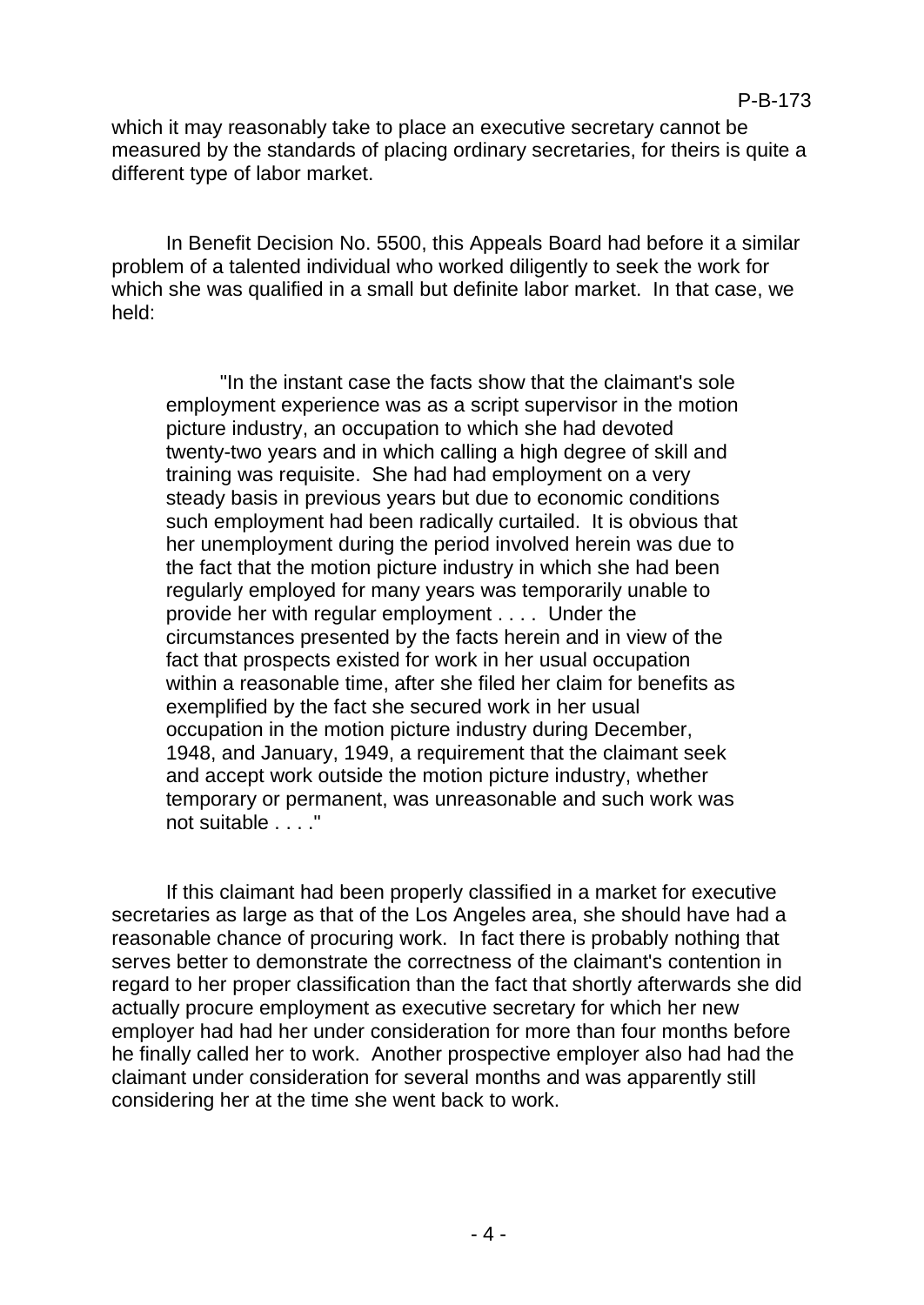which it may reasonably take to place an executive secretary cannot be measured by the standards of placing ordinary secretaries, for theirs is quite a different type of labor market.

In Benefit Decision No. 5500, this Appeals Board had before it a similar problem of a talented individual who worked diligently to seek the work for which she was qualified in a small but definite labor market. In that case, we held:

> "In the instant case the facts show that the claimant's sole employment experience was as a script supervisor in the motion picture industry, an occupation to which she had devoted twenty-two years and in which calling a high degree of skill and training was requisite. She had had employment on a very steady basis in previous years but due to economic conditions such employment had been radically curtailed. It is obvious that her unemployment during the period involved herein was due to the fact that the motion picture industry in which she had been regularly employed for many years was temporarily unable to provide her with regular employment . . . . Under the circumstances presented by the facts herein and in view of the fact that prospects existed for work in her usual occupation within a reasonable time, after she filed her claim for benefits as exemplified by the fact she secured work in her usual occupation in the motion picture industry during December, 1948, and January, 1949, a requirement that the claimant seek and accept work outside the motion picture industry, whether temporary or permanent, was unreasonable and such work was not suitable . . . ."

If this claimant had been properly classified in a market for executive secretaries as large as that of the Los Angeles area, she should have had a reasonable chance of procuring work. In fact there is probably nothing that serves better to demonstrate the correctness of the claimant's contention in regard to her proper classification than the fact that shortly afterwards she did actually procure employment as executive secretary for which her new employer had had her under consideration for more than four months before he finally called her to work. Another prospective employer also had had the claimant under consideration for several months and was apparently still considering her at the time she went back to work.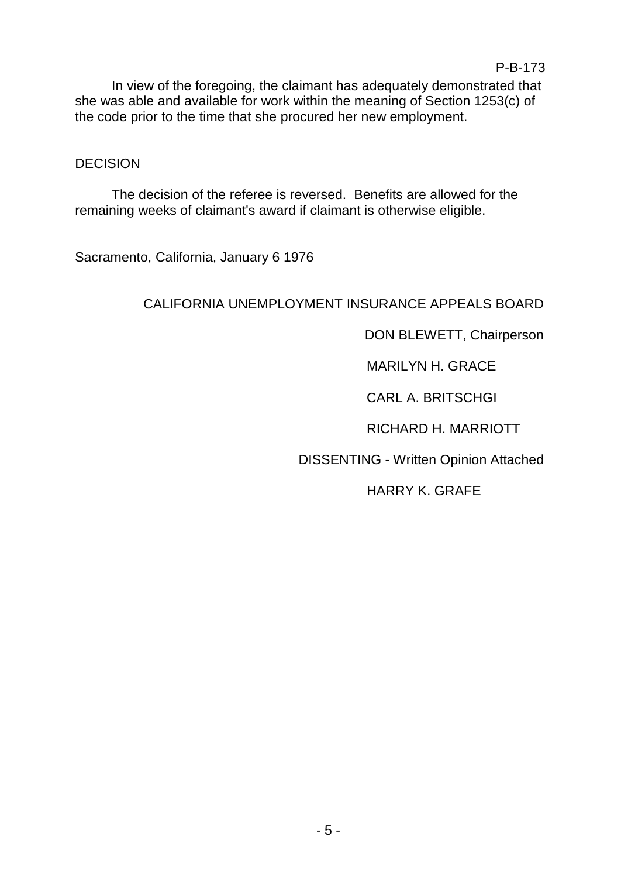In view of the foregoing, the claimant has adequately demonstrated that she was able and available for work within the meaning of Section 1253(c) of the code prior to the time that she procured her new employment.

DECISION

The decision of the referee is reversed. Benefits are allowed for the remaining weeks of claimant's award if claimant is otherwise eligible.

Sacramento, California, January 6 1976

CALIFORNIA UNEMPLOYMENT INSURANCE APPEALS BOARD

DON BLEWETT, Chairperson

MARILYN H. GRACE

CARL A. BRITSCHGI

RICHARD H. MARRIOTT

DISSENTING - Written Opinion Attached

HARRY K. GRAFE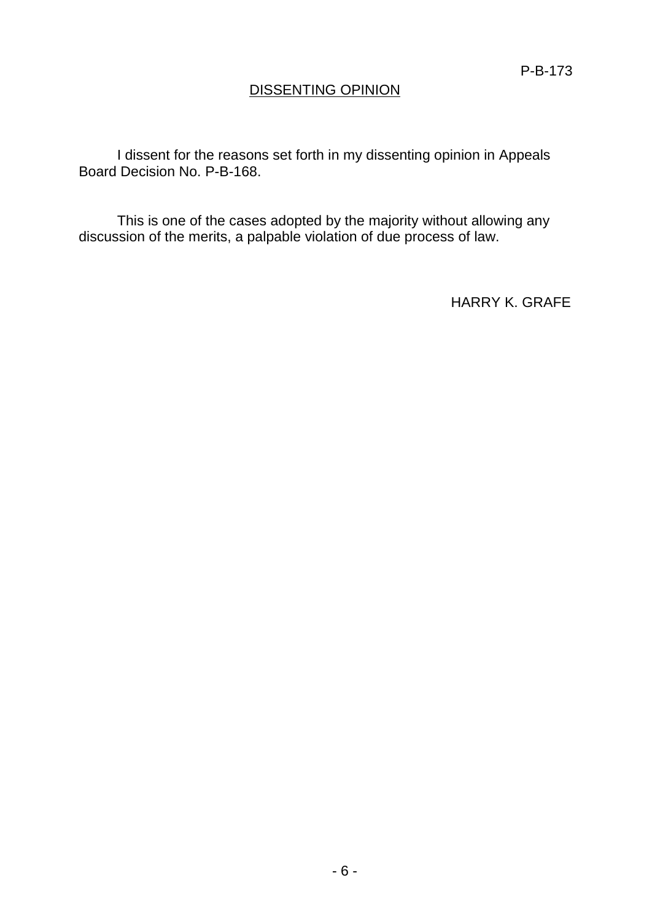P-B-173

## DISSENTING OPINION

I dissent for the reasons set forth in my dissenting opinion in Appeals Board Decision No. P-B-168.

This is one of the cases adopted by the majority without allowing any discussion of the merits, a palpable violation of due process of law.

HARRY K. GRAFE